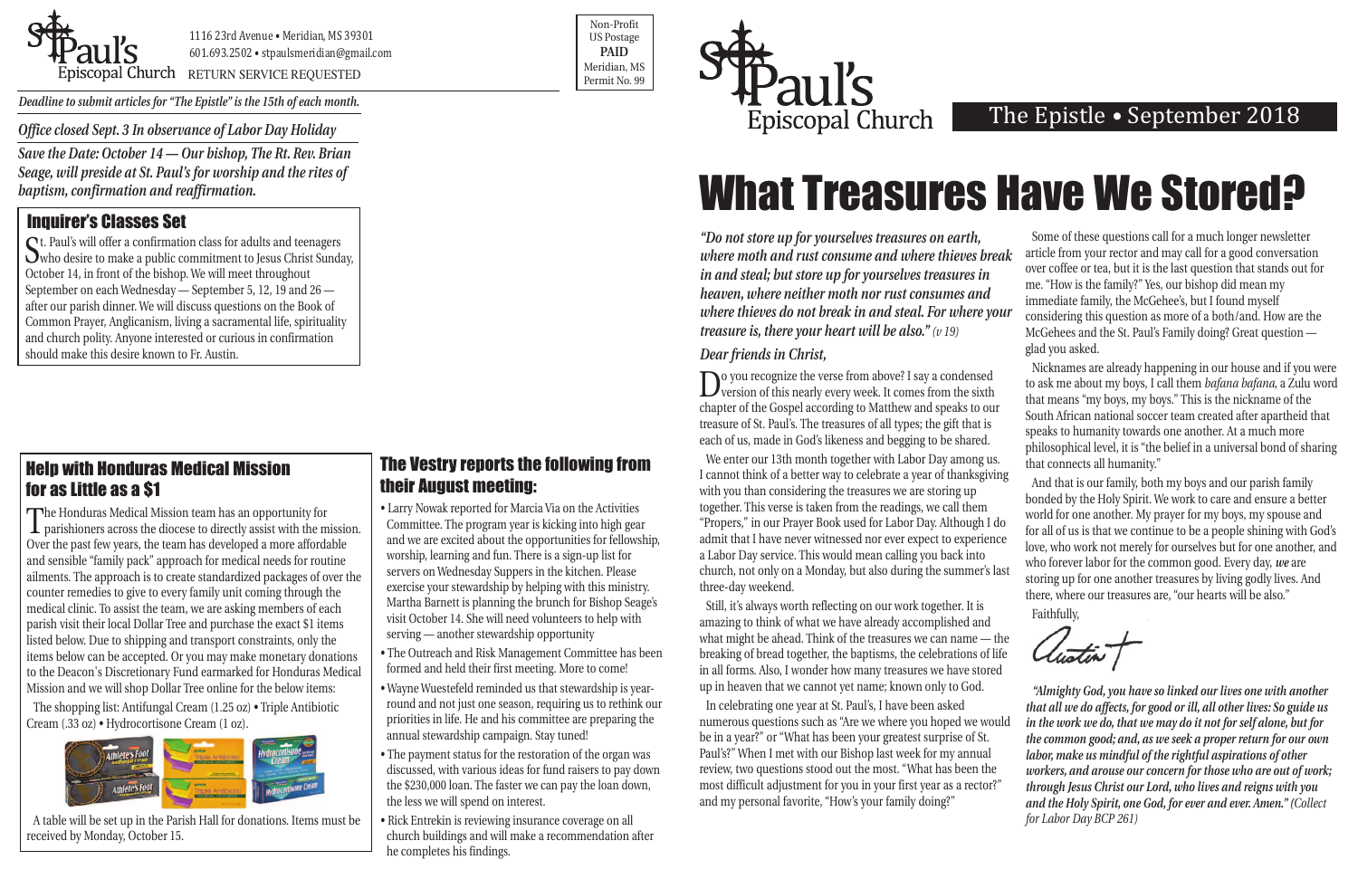St. Paul's Episcopal Church

1116 23rd Avenue • Meridian, MS 39301
601.693.2502 • stpaulsmeridian@gmail.com
RETURN SERVICE REQUESTED

Non-Profit
US Postage
**PAID**
Meridian, MS
Permit No. 99

*Deadline to submit articles for "The Epistle" is the 15th of each month.*

*Office closed Sept. 3 In observance of Labor Day Holiday*

*Save the Date: October 14 — Our bishop, The Rt. Rev. Brian Seage, will preside at St. Paul's for worship and the rites of baptism, confirmation and reaffirmation.*

## Inquirer's Classes Set

St. Paul's will offer a confirmation class for adults and teenagers who desire to make a public commitment to Jesus Christ Sunday, October 14, in front of the bishop. We will meet throughout September on each Wednesday — September 5, 12, 19 and 26 — after our parish dinner. We will discuss questions on the Book of Common Prayer, Anglicanism, living a sacramental life, spirituality and church polity. Anyone interested or curious in confirmation should make this desire known to Fr. Austin.

## Help with Honduras Medical Mission for as Little as a $1

The Honduras Medical Mission team has an opportunity for parishioners across the diocese to directly assist with the mission. Over the past few years, the team has developed a more affordable and sensible "family pack" approach for medical needs for routine ailments. The approach is to create standardized packages of over the counter remedies to give to every family unit coming through the medical clinic. To assist the team, we are asking members of each parish visit their local Dollar Tree and purchase the exact $1 items listed below. Due to shipping and transport constraints, only the items below can be accepted. Or you may make monetary donations to the Deacon's Discretionary Fund earmarked for Honduras Medical Mission and we will shop Dollar Tree online for the below items:

The shopping list: Antifungal Cream (1.25 oz) • Triple Antibiotic Cream (.33 oz) • Hydrocortisone Cream (1 oz).

A table will be set up in the Parish Hall for donations. Items must be received by Monday, October 15.

## The Vestry reports the following from their August meeting:

- Larry Nowak reported for Marcia Via on the Activities Committee. The program year is kicking into high gear and we are excited about the opportunities for fellowship, worship, learning and fun. There is a sign-up list for servers on Wednesday Suppers in the kitchen. Please exercise your stewardship by helping with this ministry. Martha Barnett is planning the brunch for Bishop Seage's visit October 14. She will need volunteers to help with serving — another stewardship opportunity
- The Outreach and Risk Management Committee has been formed and held their first meeting. More to come!
- Wayne Wuestefeld reminded us that stewardship is year-round and not just one season, requiring us to rethink our priorities in life. He and his committee are preparing the annual stewardship campaign. Stay tuned!
- The payment status for the restoration of the organ was discussed, with various ideas for fund raisers to pay down the $230,000 loan. The faster we can pay the loan down, the less we will spend on interest.
- Rick Entrekin is reviewing insurance coverage on all church buildings and will make a recommendation after he completes his findings.

St. Paul's Episcopal Church

The Epistle • September 2018

# What Treasures Have We Stored?

***"Do not store up for yourselves treasures on earth, where moth and rust consume and where thieves break in and steal; but store up for yourselves treasures in heaven, where neither moth nor rust consumes and where thieves do not break in and steal. For where your treasure is, there your heart will be also."*** *(v 19)*

*Dear friends in Christ,*

Do you recognize the verse from above? I say a condensed version of this nearly every week. It comes from the sixth chapter of the Gospel according to Matthew and speaks to our treasure of St. Paul's. The treasures of all types; the gift that is each of us, made in God's likeness and begging to be shared.

We enter our 13th month together with Labor Day among us. I cannot think of a better way to celebrate a year of thanksgiving with you than considering the treasures we are storing up together. This verse is taken from the readings, we call them "Propers," in our Prayer Book used for Labor Day. Although I do admit that I have never witnessed nor ever expect to experience a Labor Day service. This would mean calling you back into church, not only on a Monday, but also during the summer's last three-day weekend.

Still, it's always worth reflecting on our work together. It is amazing to think of what we have already accomplished and what might be ahead. Think of the treasures we can name — the breaking of bread together, the baptisms, the celebrations of life in all forms. Also, I wonder how many treasures we have stored up in heaven that we cannot yet name; known only to God.

In celebrating one year at St. Paul's, I have been asked numerous questions such as "Are we where you hoped we would be in a year?" or "What has been your greatest surprise of St. Paul's?" When I met with our Bishop last week for my annual review, two questions stood out the most. "What has been the most difficult adjustment for you in your first year as a rector?" and my personal favorite, "How's your family doing?"

Some of these questions call for a much longer newsletter article from your rector and may call for a good conversation over coffee or tea, but it is the last question that stands out for me. "How is the family?" Yes, our bishop did mean my immediate family, the McGehee's, but I found myself considering this question as more of a both/and. How are the McGehees and the St. Paul's Family doing? Great question — glad you asked.

Nicknames are already happening in our house and if you were to ask me about my boys, I call them *bafana bafana*, a Zulu word that means "my boys, my boys." This is the nickname of the South African national soccer team created after apartheid that speaks to humanity towards one another. At a much more philosophical level, it is "the belief in a universal bond of sharing that connects all humanity."

And that is our family, both my boys and our parish family bonded by the Holy Spirit. We work to care and ensure a better world for one another. My prayer for my boys, my spouse and for all of us is that we continue to be a people shining with God's love, who work not merely for ourselves but for one another, and who forever labor for the common good. Every day, *we* are storing up for one another treasures by living godly lives. And there, where our treasures are, "our hearts will be also."

Faithfully,

Austin +

***"Almighty God, you have so linked our lives one with another that all we do affects, for good or ill, all other lives: So guide us in the work we do, that we may do it not for self alone, but for the common good; and, as we seek a proper return for our own labor, make us mindful of the rightful aspirations of other workers, and arouse our concern for those who are out of work; through Jesus Christ our Lord, who lives and reigns with you and the Holy Spirit, one God, for ever and ever. Amen."*** *(Collect for Labor Day BCP 261)*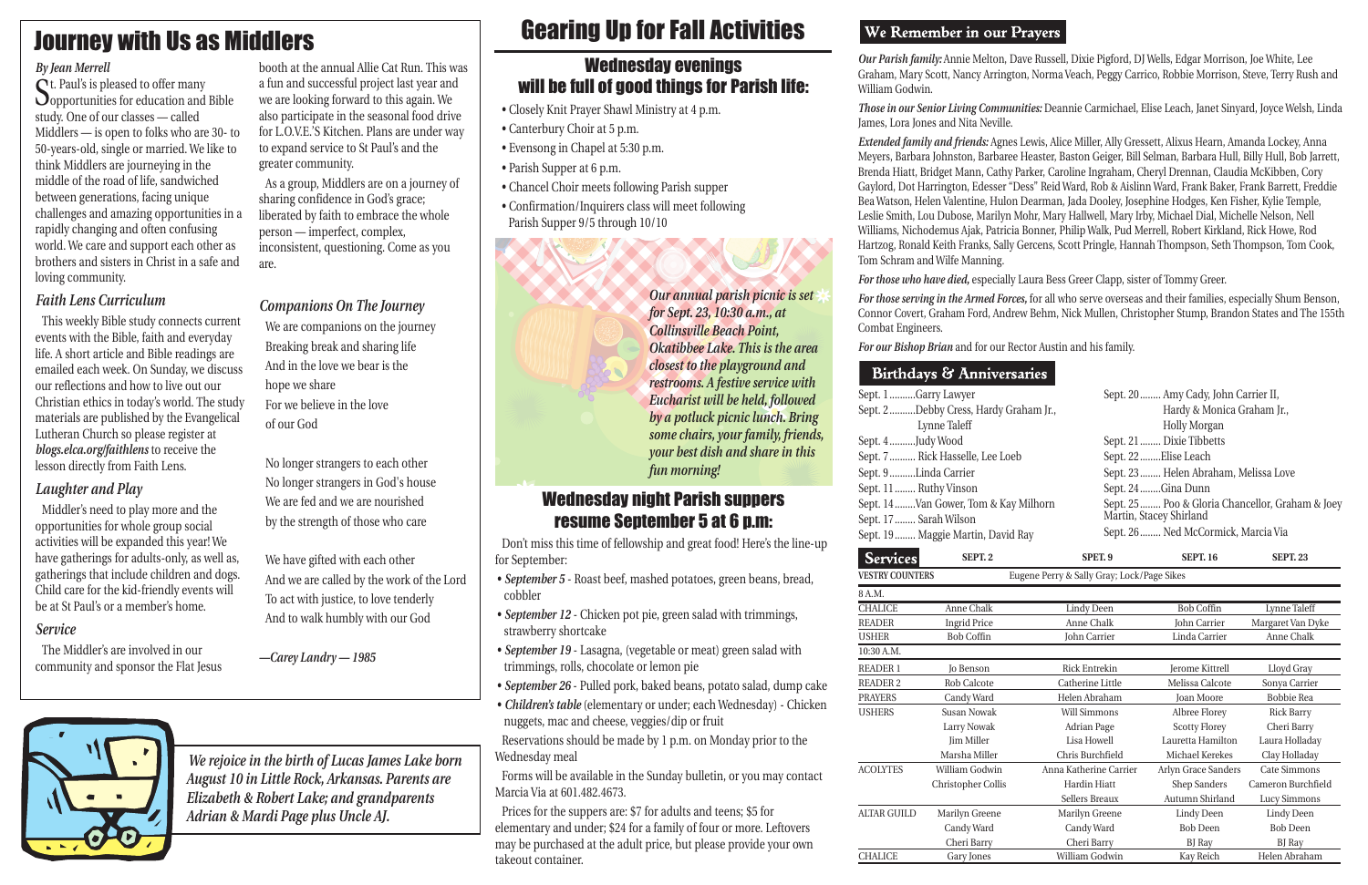# Journey with Us as Middlers

*By Jean Merrell*

St. Paul's is pleased to offer many opportunities for education and Bible study. One of our classes — called Middlers — is open to folks who are 30- to 50-years-old, single or married. We like to think Middlers are journeying in the middle of the road of life, sandwiched between generations, facing unique challenges and amazing opportunities in a rapidly changing and often confusing world. We care and support each other as brothers and sisters in Christ in a safe and loving community.

### Faith Lens Curriculum

This weekly Bible study connects current events with the Bible, faith and everyday life. A short article and Bible readings are emailed each week. On Sunday, we discuss our reflections and how to live out our Christian ethics in today's world. The study materials are published by the Evangelical Lutheran Church so please register at ***blogs.elca.org/faithlens*** to receive the lesson directly from Faith Lens.

### Laughter and Play

Middler's need to play more and the opportunities for whole group social activities will be expanded this year! We have gatherings for adults-only, as well as, gatherings that include children and dogs. Child care for the kid-friendly events will be at St Paul's or a member's home.

### Service

The Middler's are involved in our community and sponsor the Flat Jesus booth at the annual Allie Cat Run. This was a fun and successful project last year and we are looking forward to this again. We also participate in the seasonal food drive for L.O.V.E.'S Kitchen. Plans are under way to expand service to St Paul's and the greater community.

As a group, Middlers are on a journey of sharing confidence in God's grace; liberated by faith to embrace the whole person — imperfect, complex, inconsistent, questioning. Come as you are.

### Companions On The Journey

We are companions on the journey
Breaking break and sharing life
And in the love we bear is the hope we share
For we believe in the love of our God

No longer strangers to each other
No longer strangers in God's house
We are fed and we are nourished
by the strength of those who care

We have gifted with each other
And we are called by the work of the Lord
To act with justice, to love tenderly
And to walk humbly with our God

*—Carey Landry — 1985*

***We rejoice in the birth of Lucas James Lake born August 10 in Little Rock, Arkansas. Parents are Elizabeth & Robert Lake; and grandparents Adrian & Mardi Page plus Uncle AJ.***

# Gearing Up for Fall Activities

## Wednesday evenings will be full of good things for Parish life:

- Closely Knit Prayer Shawl Ministry at 4 p.m.
- Canterbury Choir at 5 p.m.
- Evensong in Chapel at 5:30 p.m.
- Parish Supper at 6 p.m.
- Chancel Choir meets following Parish supper
- Confirmation/Inquirers class will meet following Parish Supper 9/5 through 10/10

***Our annual parish picnic is set for Sept. 23, 10:30 a.m., at Collinsville Beach Point, Okatibbee Lake. This is the area closest to the playground and restrooms. A festive service with Eucharist will be held, followed by a potluck picnic lunch. Bring some chairs, your family, friends, your best dish and share in this fun morning!***

## Wednesday night Parish suppers resume September 5 at 6 p.m:

Don't miss this time of fellowship and great food! Here's the line-up for September:

- *September 5* - Roast beef, mashed potatoes, green beans, bread, cobbler
- *September 12* - Chicken pot pie, green salad with trimmings, strawberry shortcake
- *September 19* - Lasagna, (vegetable or meat) green salad with trimmings, rolls, chocolate or lemon pie
- *September 26* - Pulled pork, baked beans, potato salad, dump cake
- *Children's table* (elementary or under; each Wednesday) - Chicken nuggets, mac and cheese, veggies/dip or fruit

Reservations should be made by 1 p.m. on Monday prior to the Wednesday meal

Forms will be available in the Sunday bulletin, or you may contact Marcia Via at 601.482.4673.

Prices for the suppers are: $7 for adults and teens; $5 for elementary and under; $24 for a family of four or more. Leftovers may be purchased at the adult price, but please provide your own takeout container.

## We Remember in our Prayers

***Our Parish family:*** Annie Melton, Dave Russell, Dixie Pigford, DJ Wells, Edgar Morrison, Joe White, Lee Graham, Mary Scott, Nancy Arrington, Norma Veach, Peggy Carrico, Robbie Morrison, Steve, Terry Rush and William Godwin.

***Those in our Senior Living Communities:*** Deannie Carmichael, Elise Leach, Janet Sinyard, Joyce Welsh, Linda James, Lora Jones and Nita Neville.

***Extended family and friends:*** Agnes Lewis, Alice Miller, Ally Gressett, Alixus Hearn, Amanda Lockey, Anna Meyers, Barbara Johnston, Barbaree Heaster, Baston Geiger, Bill Selman, Barbara Hull, Billy Hull, Bob Jarrett, Brenda Hiatt, Bridget Mann, Cathy Parker, Caroline Ingraham, Cheryl Drennan, Claudia McKibben, Cory Gaylord, Dot Harrington, Edesser "Dess" Reid Ward, Rob & Aislinn Ward, Frank Baker, Frank Barrett, Freddie Bea Watson, Helen Valentine, Hulon Dearman, Jada Dooley, Josephine Hodges, Ken Fisher, Kylie Temple, Leslie Smith, Lou Dubose, Marilyn Mohr, Mary Hallwell, Mary Irby, Michael Dial, Michelle Nelson, Nell Williams, Nichodemus Ajak, Patricia Bonner, Philip Walk, Pud Merrell, Robert Kirkland, Rick Howe, Rod Hartzog, Ronald Keith Franks, Sally Gercens, Scott Pringle, Hannah Thompson, Seth Thompson, Tom Cook, Tom Schram and Wilfe Manning.

***For those who have died,*** especially Laura Bess Greer Clapp, sister of Tommy Greer.

***For those serving in the Armed Forces,*** for all who serve overseas and their families, especially Shum Benson, Connor Covert, Graham Ford, Andrew Behm, Nick Mullen, Christopher Stump, Brandon States and The 155th Combat Engineers.

***For our Bishop Brian*** and for our Rector Austin and his family.

## Birthdays & Anniversaries

Sept. 1 .......... Garry Lawyer
Sept. 2 .......... Debby Cress, Hardy Graham Jr., Lynne Taleff
Sept. 4 .......... Judy Wood
Sept. 7 .......... Rick Hasselle, Lee Loeb
Sept. 9 .......... Linda Carrier
Sept. 11 .......... Ruthy Vinson
Sept. 14 .......... Van Gower, Tom & Kay Milhorn
Sept. 17 .......... Sarah Wilson
Sept. 19 .......... Maggie Martin, David Ray
Sept. 20 .......... Amy Cady, John Carrier II, Hardy & Monica Graham Jr., Holly Morgan
Sept. 21 .......... Dixie Tibbetts
Sept. 22 .......... Elise Leach
Sept. 23 .......... Helen Abraham, Melissa Love
Sept. 24 .......... Gina Dunn
Sept. 25 .......... Poo & Gloria Chancellor, Graham & Joey Martin, Stacey Shirland
Sept. 26 .......... Ned McCormick, Marcia Via

## Services

| Services | SEPT. 2 | SPET. 9 | SEPT. 16 | SEPT. 23 |
|---|---|---|---|---|
| VESTRY COUNTERS | Eugene Perry & Sally Gray; Lock/Page Sikes | | | |
| 8 A.M. | | | | |
| CHALICE | Anne Chalk | Lindy Deen | Bob Coffin | Lynne Taleff |
| READER | Ingrid Price | Anne Chalk | John Carrier | Margaret Van Dyke |
| USHER | Bob Coffin | John Carrier | Linda Carrier | Anne Chalk |
| 10:30 A.M. | | | | |
| READER 1 | Jo Benson | Rick Entrekin | Jerome Kittrell | Lloyd Gray |
| READER 2 | Rob Calcote | Catherine Little | Melissa Calcote | Sonya Carrier |
| PRAYERS | Candy Ward | Helen Abraham | Joan Moore | Bobbie Rea |
| USHERS | Susan Nowak | Will Simmons | Albree Florey | Rick Barry |
| | Larry Nowak | Adrian Page | Scotty Florey | Cheri Barry |
| | Jim Miller | Lisa Howell | Lauretta Hamilton | Laura Holladay |
| | Marsha Miller | Chris Burchfield | Michael Kerekes | Clay Holladay |
| ACOLYTES | William Godwin | Anna Katherine Carrier | Arlyn Grace Sanders | Cate Simmons |
| | Christopher Collis | Hardin Hiatt | Shep Sanders | Cameron Burchfield |
| | | Sellers Breaux | Autumn Shirland | Lucy Simmons |
| ALTAR GUILD | Marilyn Greene | Marilyn Greene | Lindy Deen | Lindy Deen |
| | Candy Ward | Candy Ward | Bob Deen | Bob Deen |
| | Cheri Barry | Cheri Barry | BJ Ray | BJ Ray |
| CHALICE | Gary Jones | William Godwin | Kay Reich | Helen Abraham |